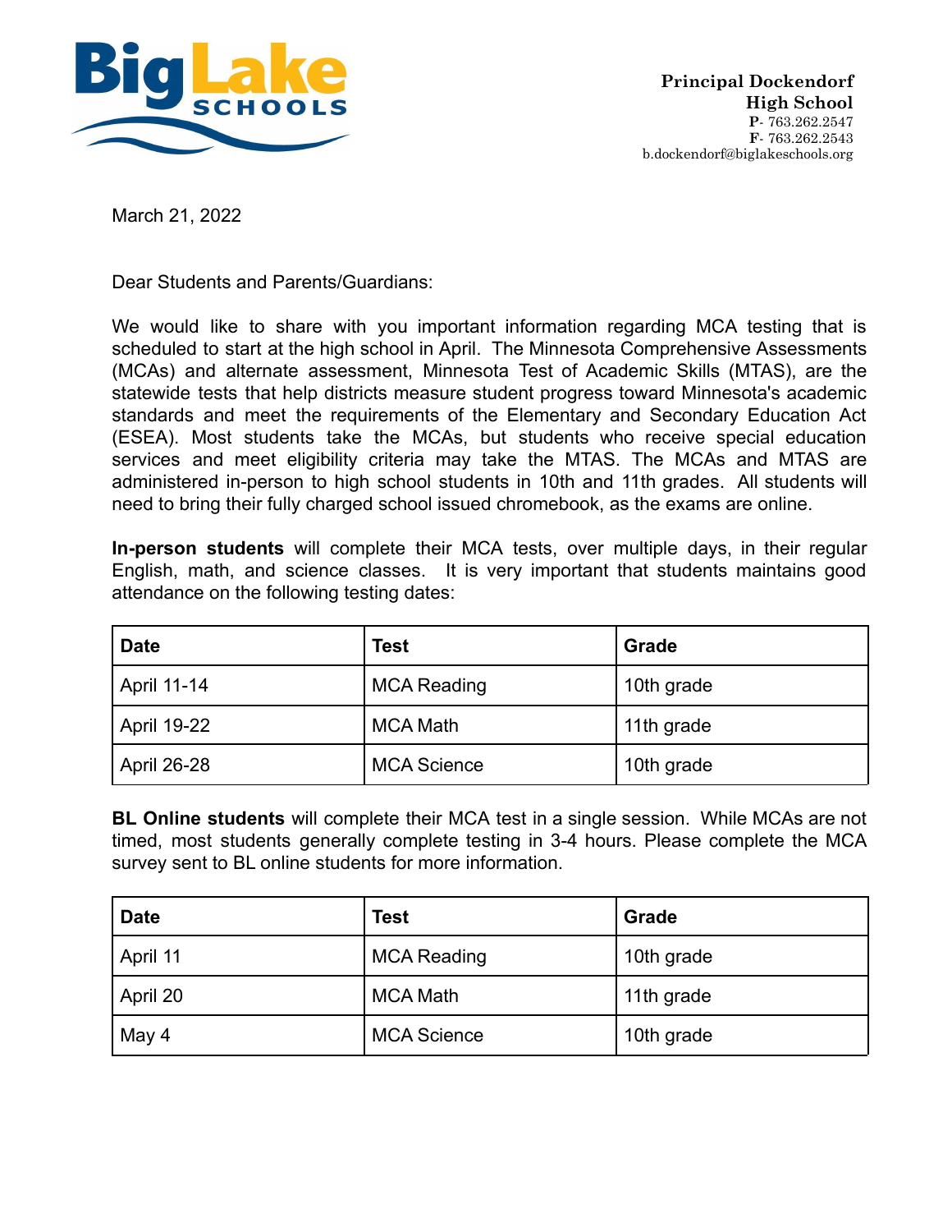Big Lake SCHOOLS

**Principal Dockendorf**
**High School**
**P**- 763.262.2547
**F**- 763.262.2543
b.dockendorf@biglakeschools.org

March 21, 2022

Dear Students and Parents/Guardians:

We would like to share with you important information regarding MCA testing that is scheduled to start at the high school in April. The Minnesota Comprehensive Assessments (MCAs) and alternate assessment, Minnesota Test of Academic Skills (MTAS), are the statewide tests that help districts measure student progress toward Minnesota's academic standards and meet the requirements of the Elementary and Secondary Education Act (ESEA). Most students take the MCAs, but students who receive special education services and meet eligibility criteria may take the MTAS. The MCAs and MTAS are administered in-person to high school students in 10th and 11th grades. All students will need to bring their fully charged school issued chromebook, as the exams are online.

**In-person students** will complete their MCA tests, over multiple days, in their regular English, math, and science classes. It is very important that students maintains good attendance on the following testing dates:

| Date | Test | Grade |
|---|---|---|
| April 11-14 | MCA Reading | 10th grade |
| April 19-22 | MCA Math | 11th grade |
| April 26-28 | MCA Science | 10th grade |

**BL Online students** will complete their MCA test in a single session. While MCAs are not timed, most students generally complete testing in 3-4 hours. Please complete the MCA survey sent to BL online students for more information.

| Date | Test | Grade |
|---|---|---|
| April 11 | MCA Reading | 10th grade |
| April 20 | MCA Math | 11th grade |
| May 4 | MCA Science | 10th grade |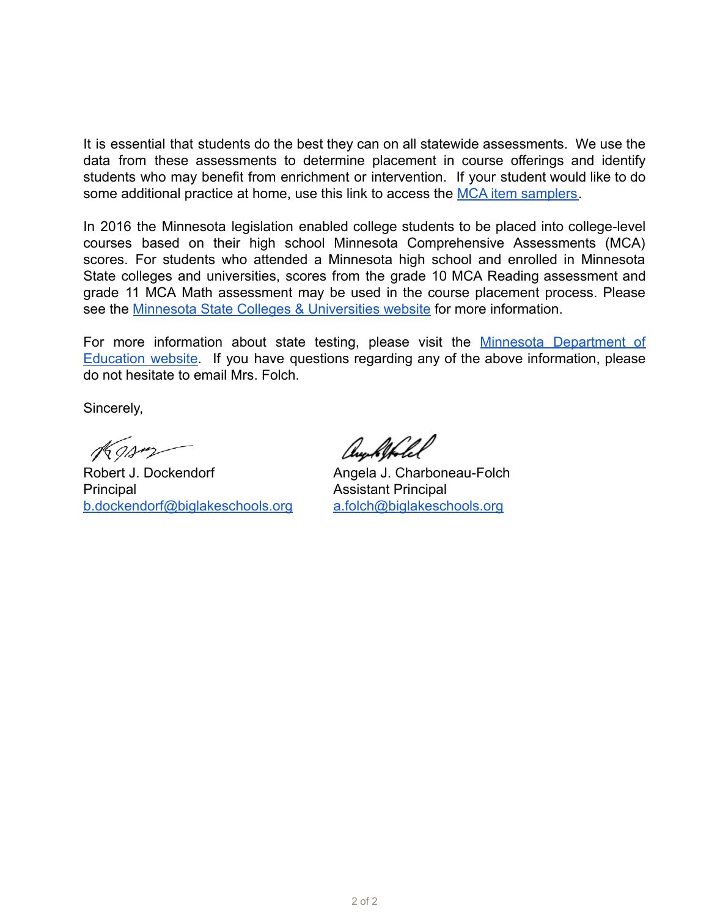It is essential that students do the best they can on all statewide assessments. We use the data from these assessments to determine placement in course offerings and identify students who may benefit from enrichment or intervention. If your student would like to do some additional practice at home, use this link to access the MCA item samplers.

In 2016 the Minnesota legislation enabled college students to be placed into college-level courses based on their high school Minnesota Comprehensive Assessments (MCA) scores. For students who attended a Minnesota high school and enrolled in Minnesota State colleges and universities, scores from the grade 10 MCA Reading assessment and grade 11 MCA Math assessment may be used in the course placement process. Please see the Minnesota State Colleges & Universities website for more information.

For more information about state testing, please visit the Minnesota Department of Education website. If you have questions regarding any of the above information, please do not hesitate to email Mrs. Folch.

Sincerely,

Robert J. Dockendorf
Principal
b.dockendorf@biglakeschools.org

Angela J. Charboneau-Folch
Assistant Principal
a.folch@biglakeschools.org